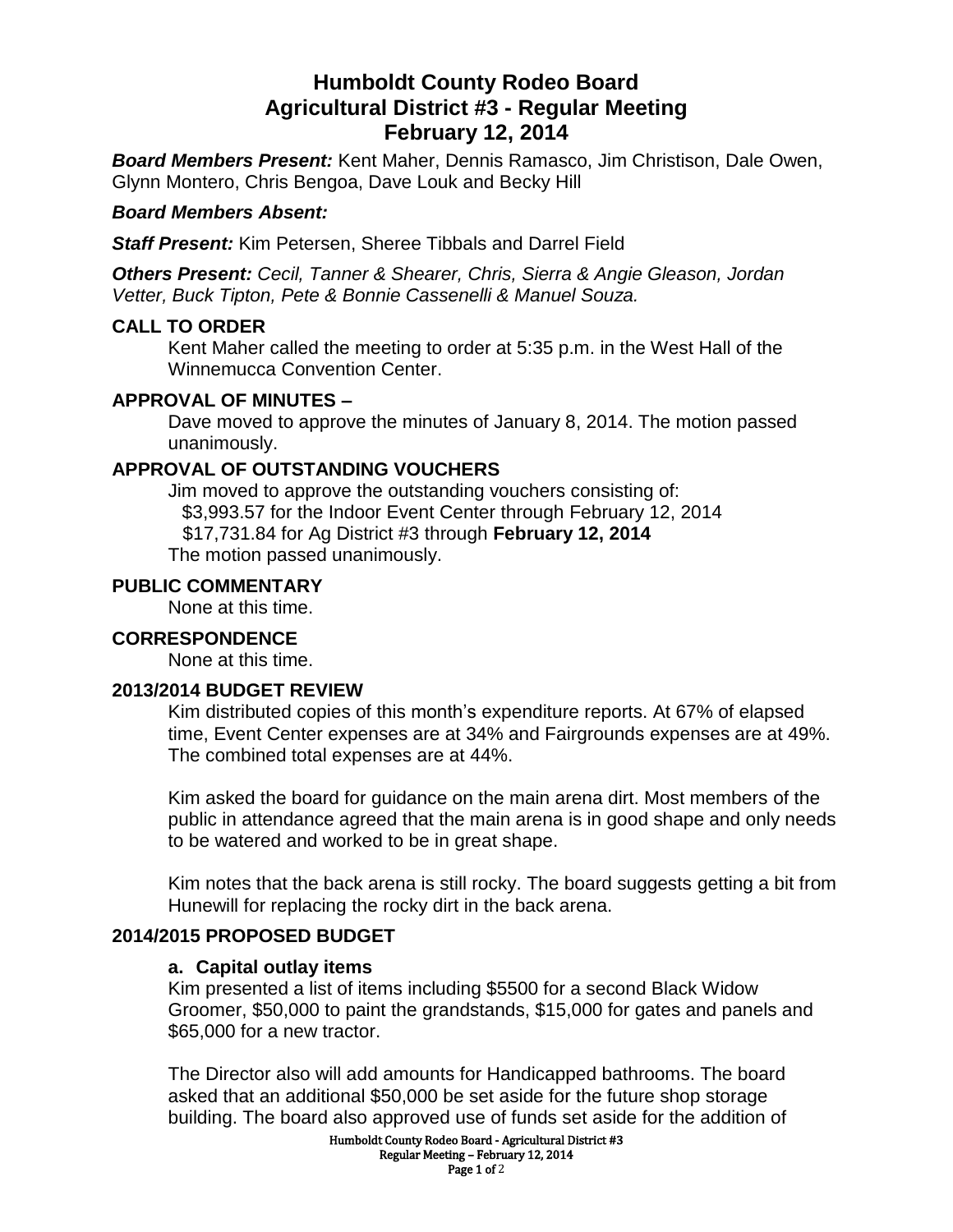# Humboldt County Rodeo Board
# Agricultural District #3 - Regular Meeting
# February 12, 2014

***Board Members Present:*** Kent Maher, Dennis Ramasco, Jim Christison, Dale Owen, Glynn Montero, Chris Bengoa, Dave Louk and Becky Hill

***Board Members Absent:***

***Staff Present:*** Kim Petersen, Sheree Tibbals and Darrel Field

***Others Present:*** *Cecil, Tanner & Shearer, Chris, Sierra & Angie Gleason, Jordan Vetter, Buck Tipton, Pete & Bonnie Cassenelli & Manuel Souza.*

## CALL TO ORDER

Kent Maher called the meeting to order at 5:35 p.m. in the West Hall of the Winnemucca Convention Center.

## APPROVAL OF MINUTES –

Dave moved to approve the minutes of January 8, 2014. The motion passed unanimously.

## APPROVAL OF OUTSTANDING VOUCHERS

Jim moved to approve the outstanding vouchers consisting of:
$3,993.57 for the Indoor Event Center through February 12, 2014
$17,731.84 for Ag District #3 through **February 12, 2014**
The motion passed unanimously.

## PUBLIC COMMENTARY

None at this time.

## CORRESPONDENCE

None at this time.

## 2013/2014 BUDGET REVIEW

Kim distributed copies of this month's expenditure reports. At 67% of elapsed time, Event Center expenses are at 34% and Fairgrounds expenses are at 49%. The combined total expenses are at 44%.

Kim asked the board for guidance on the main arena dirt. Most members of the public in attendance agreed that the main arena is in good shape and only needs to be watered and worked to be in great shape.

Kim notes that the back arena is still rocky. The board suggests getting a bit from Hunewill for replacing the rocky dirt in the back arena.

## 2014/2015 PROPOSED BUDGET

### a. Capital outlay items

Kim presented a list of items including $5500 for a second Black Widow Groomer, $50,000 to paint the grandstands, $15,000 for gates and panels and $65,000 for a new tractor.

The Director also will add amounts for Handicapped bathrooms. The board asked that an additional $50,000 be set aside for the future shop storage building. The board also approved use of funds set aside for the addition of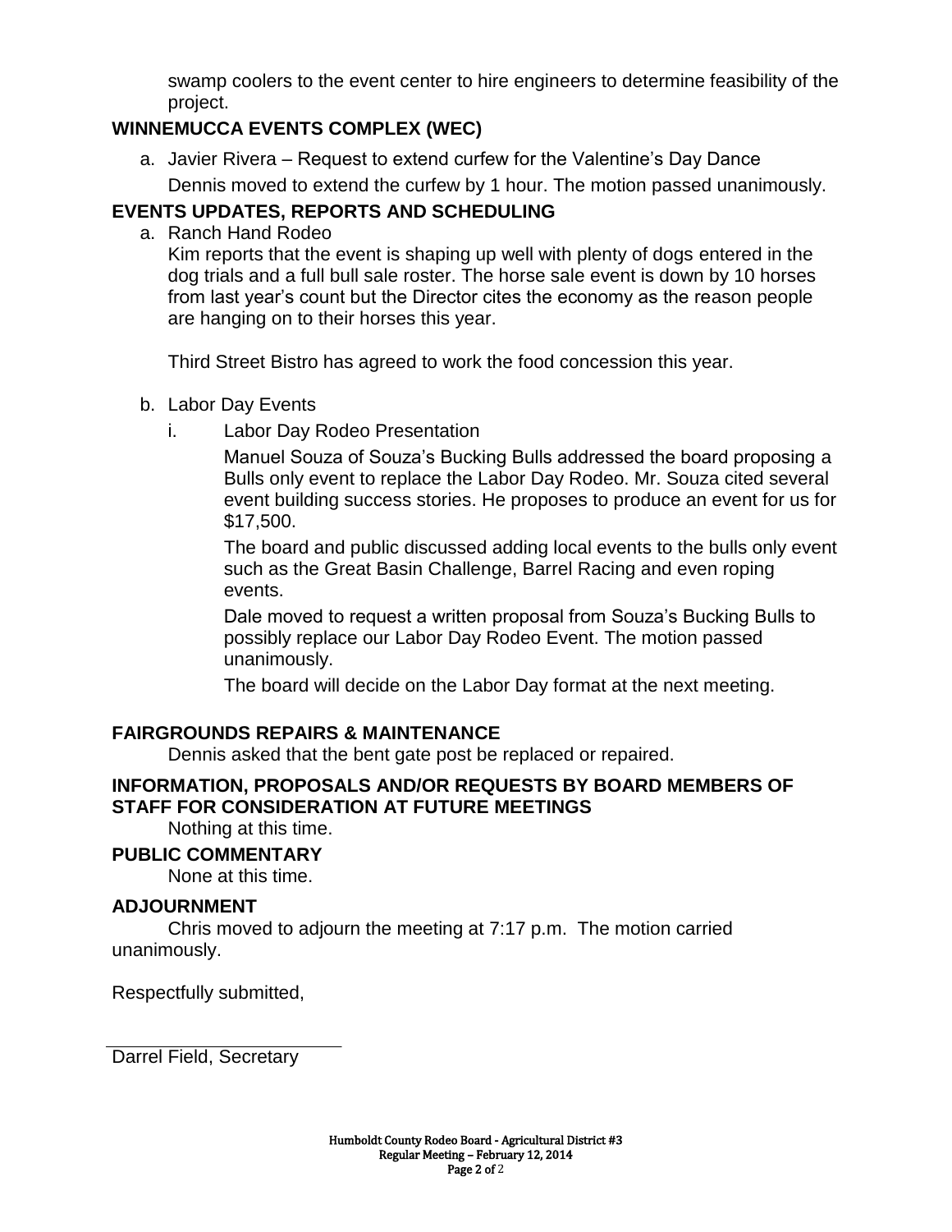swamp coolers to the event center to hire engineers to determine feasibility of the project.

## WINNEMUCCA EVENTS COMPLEX (WEC)

a. Javier Rivera – Request to extend curfew for the Valentine's Day Dance

   Dennis moved to extend the curfew by 1 hour. The motion passed unanimously.

## EVENTS UPDATES, REPORTS AND SCHEDULING

a. Ranch Hand Rodeo

   Kim reports that the event is shaping up well with plenty of dogs entered in the dog trials and a full bull sale roster. The horse sale event is down by 10 horses from last year's count but the Director cites the economy as the reason people are hanging on to their horses this year.

   Third Street Bistro has agreed to work the food concession this year.

b. Labor Day Events

   i. Labor Day Rodeo Presentation

      Manuel Souza of Souza's Bucking Bulls addressed the board proposing a Bulls only event to replace the Labor Day Rodeo. Mr. Souza cited several event building success stories. He proposes to produce an event for us for $17,500.

      The board and public discussed adding local events to the bulls only event such as the Great Basin Challenge, Barrel Racing and even roping events.

      Dale moved to request a written proposal from Souza's Bucking Bulls to possibly replace our Labor Day Rodeo Event. The motion passed unanimously.

      The board will decide on the Labor Day format at the next meeting.

## FAIRGROUNDS REPAIRS & MAINTENANCE

Dennis asked that the bent gate post be replaced or repaired.

## INFORMATION, PROPOSALS AND/OR REQUESTS BY BOARD MEMBERS OF STAFF FOR CONSIDERATION AT FUTURE MEETINGS

Nothing at this time.

## PUBLIC COMMENTARY

None at this time.

## ADJOURNMENT

Chris moved to adjourn the meeting at 7:17 p.m. The motion carried unanimously.

Respectfully submitted,

\_\_\_\_\_\_\_\_\_\_\_\_\_\_\_\_\_\_\_\_\_\_\_\_\_

Darrel Field, Secretary